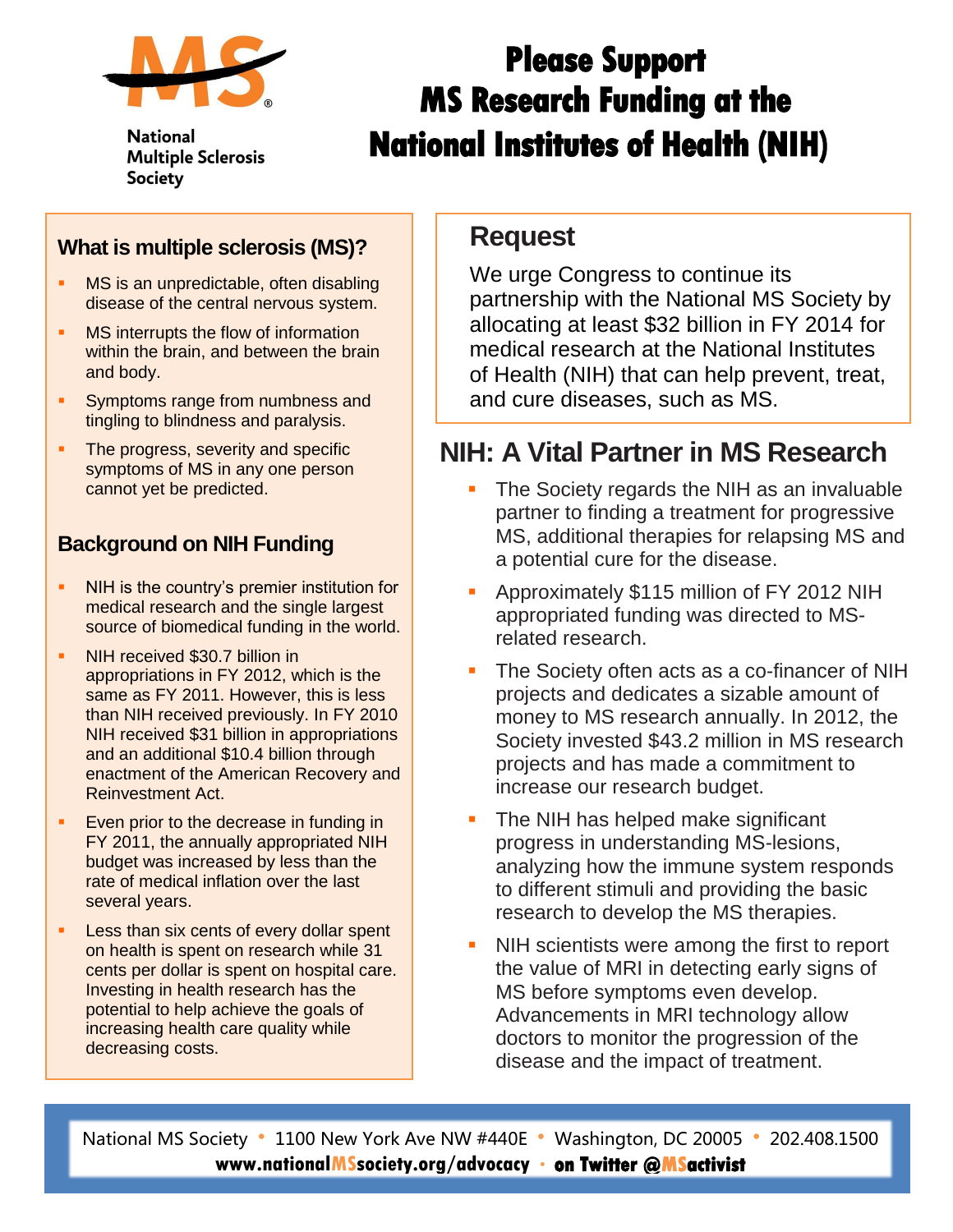National Multiple Sclerosis Society

# Please Support MS Research Funding at the National Institutes of Health (NIH)

### What is multiple sclerosis (MS)?

- MS is an unpredictable, often disabling disease of the central nervous system.
- MS interrupts the flow of information within the brain, and between the brain and body.
- Symptoms range from numbness and tingling to blindness and paralysis.
- The progress, severity and specific symptoms of MS in any one person cannot yet be predicted.

### Background on NIH Funding

- NIH is the country's premier institution for medical research and the single largest source of biomedical funding in the world.
- NIH received $30.7 billion in appropriations in FY 2012, which is the same as FY 2011. However, this is less than NIH received previously. In FY 2010 NIH received $31 billion in appropriations and an additional $10.4 billion through enactment of the American Recovery and Reinvestment Act.
- Even prior to the decrease in funding in FY 2011, the annually appropriated NIH budget was increased by less than the rate of medical inflation over the last several years.
- Less than six cents of every dollar spent on health is spent on research while 31 cents per dollar is spent on hospital care. Investing in health research has the potential to help achieve the goals of increasing health care quality while decreasing costs.

## Request

We urge Congress to continue its partnership with the National MS Society by allocating at least $32 billion in FY 2014 for medical research at the National Institutes of Health (NIH) that can help prevent, treat, and cure diseases, such as MS.

## NIH: A Vital Partner in MS Research

- The Society regards the NIH as an invaluable partner to finding a treatment for progressive MS, additional therapies for relapsing MS and a potential cure for the disease.
- Approximately $115 million of FY 2012 NIH appropriated funding was directed to MS-related research.
- The Society often acts as a co-financer of NIH projects and dedicates a sizable amount of money to MS research annually. In 2012, the Society invested $43.2 million in MS research projects and has made a commitment to increase our research budget.
- The NIH has helped make significant progress in understanding MS-lesions, analyzing how the immune system responds to different stimuli and providing the basic research to develop the MS therapies.
- NIH scientists were among the first to report the value of MRI in detecting early signs of MS before symptoms even develop. Advancements in MRI technology allow doctors to monitor the progression of the disease and the impact of treatment.

National MS Society • 1100 New York Ave NW #440E • Washington, DC 20005 • 202.408.1500
**www.nationalMSsociety.org/advocacy • on Twitter @MSactivist**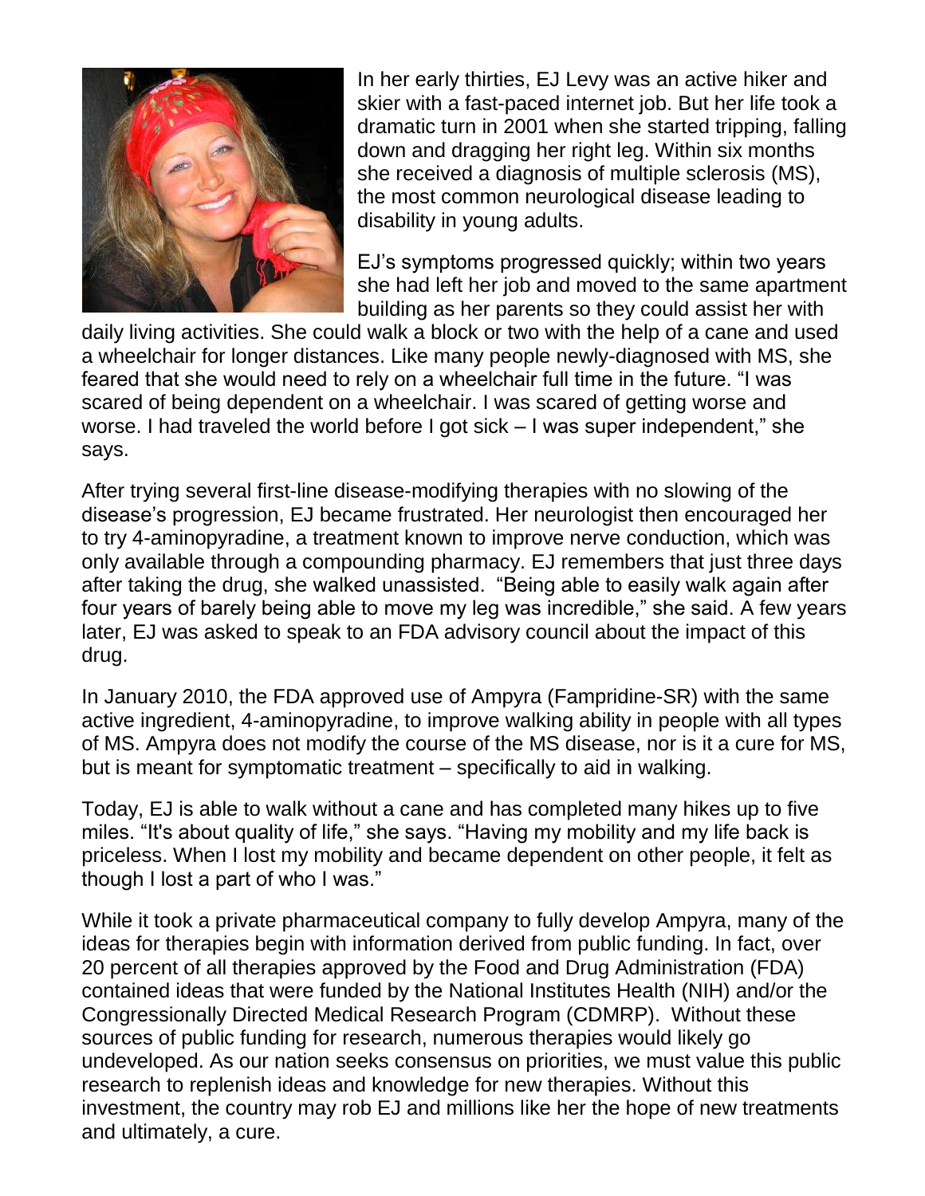In her early thirties, EJ Levy was an active hiker and skier with a fast-paced internet job. But her life took a dramatic turn in 2001 when she started tripping, falling down and dragging her right leg. Within six months she received a diagnosis of multiple sclerosis (MS), the most common neurological disease leading to disability in young adults.

EJ's symptoms progressed quickly; within two years she had left her job and moved to the same apartment building as her parents so they could assist her with daily living activities. She could walk a block or two with the help of a cane and used a wheelchair for longer distances. Like many people newly-diagnosed with MS, she feared that she would need to rely on a wheelchair full time in the future. "I was scared of being dependent on a wheelchair. I was scared of getting worse and worse. I had traveled the world before I got sick – I was super independent," she says.

After trying several first-line disease-modifying therapies with no slowing of the disease's progression, EJ became frustrated. Her neurologist then encouraged her to try 4-aminopyradine, a treatment known to improve nerve conduction, which was only available through a compounding pharmacy. EJ remembers that just three days after taking the drug, she walked unassisted. "Being able to easily walk again after four years of barely being able to move my leg was incredible," she said. A few years later, EJ was asked to speak to an FDA advisory council about the impact of this drug.

In January 2010, the FDA approved use of Ampyra (Fampridine-SR) with the same active ingredient, 4-aminopyradine, to improve walking ability in people with all types of MS. Ampyra does not modify the course of the MS disease, nor is it a cure for MS, but is meant for symptomatic treatment – specifically to aid in walking.

Today, EJ is able to walk without a cane and has completed many hikes up to five miles. "It's about quality of life," she says. "Having my mobility and my life back is priceless. When I lost my mobility and became dependent on other people, it felt as though I lost a part of who I was."

While it took a private pharmaceutical company to fully develop Ampyra, many of the ideas for therapies begin with information derived from public funding. In fact, over 20 percent of all therapies approved by the Food and Drug Administration (FDA) contained ideas that were funded by the National Institutes Health (NIH) and/or the Congressionally Directed Medical Research Program (CDMRP). Without these sources of public funding for research, numerous therapies would likely go undeveloped. As our nation seeks consensus on priorities, we must value this public research to replenish ideas and knowledge for new therapies. Without this investment, the country may rob EJ and millions like her the hope of new treatments and ultimately, a cure.